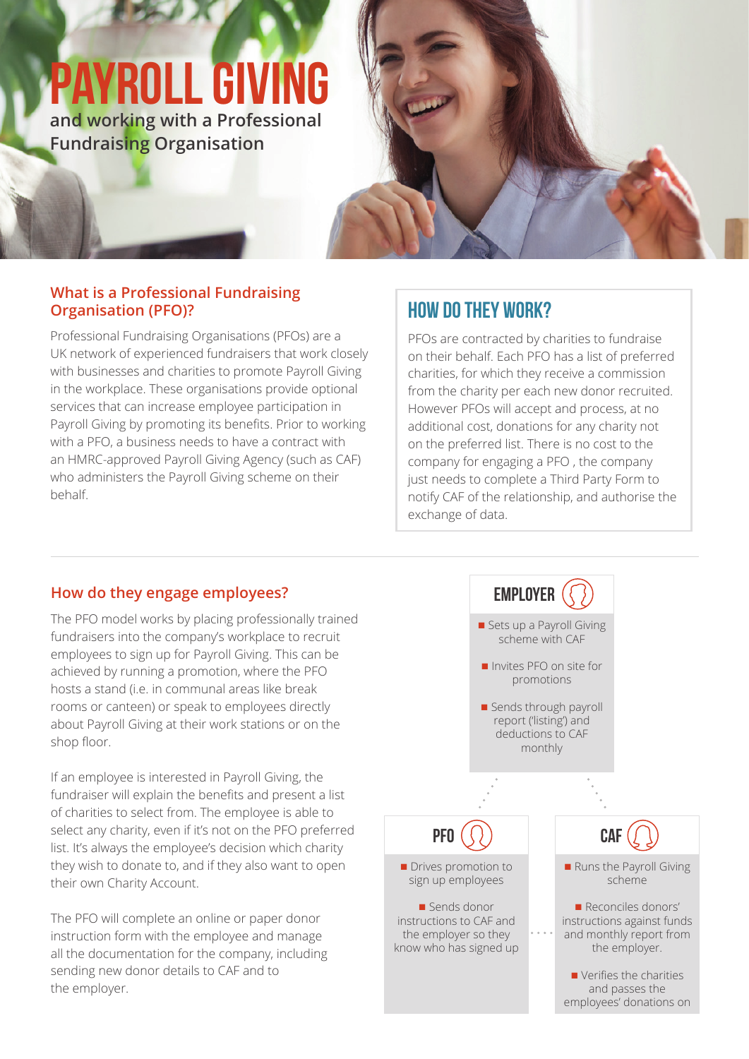# PAYROLL GIVING

## and working with a Professional Fundraising Organisation

### What is a Professional Fundraising Organisation (PFO)?

Professional Fundraising Organisations (PFOs) are a UK network of experienced fundraisers that work closely with businesses and charities to promote Payroll Giving in the workplace. These organisations provide optional services that can increase employee participation in Payroll Giving by promoting its benefits. Prior to working with a PFO, a business needs to have a contract with an HMRC-approved Payroll Giving Agency (such as CAF) who administers the Payroll Giving scheme on their behalf.

### HOW DO THEY WORK?

PFOs are contracted by charities to fundraise on their behalf. Each PFO has a list of preferred charities, for which they receive a commission from the charity per each new donor recruited. However PFOs will accept and process, at no additional cost, donations for any charity not on the preferred list. There is no cost to the company for engaging a PFO , the company just needs to complete a Third Party Form to notify CAF of the relationship, and authorise the exchange of data.

### How do they engage employees?

The PFO model works by placing professionally trained fundraisers into the company's workplace to recruit employees to sign up for Payroll Giving. This can be achieved by running a promotion, where the PFO hosts a stand (i.e. in communal areas like break rooms or canteen) or speak to employees directly about Payroll Giving at their work stations or on the shop floor.

If an employee is interested in Payroll Giving, the fundraiser will explain the benefits and present a list of charities to select from. The employee is able to select any charity, even if it's not on the PFO preferred list. It's always the employee's decision which charity they wish to donate to, and if they also want to open their own Charity Account.

The PFO will complete an online or paper donor instruction form with the employee and manage all the documentation for the company, including sending new donor details to CAF and to the employer.

#### EMPLOYER

- Sets up a Payroll Giving scheme with CAF
- Invites PFO on site for promotions
- Sends through payroll report ('listing') and deductions to CAF monthly

#### PFO

- Drives promotion to sign up employees
- Sends donor instructions to CAF and the employer so they know who has signed up

#### CAF

- Runs the Payroll Giving scheme
- Reconciles donors' instructions against funds and monthly report from the employer.
- Verifies the charities and passes the employees' donations on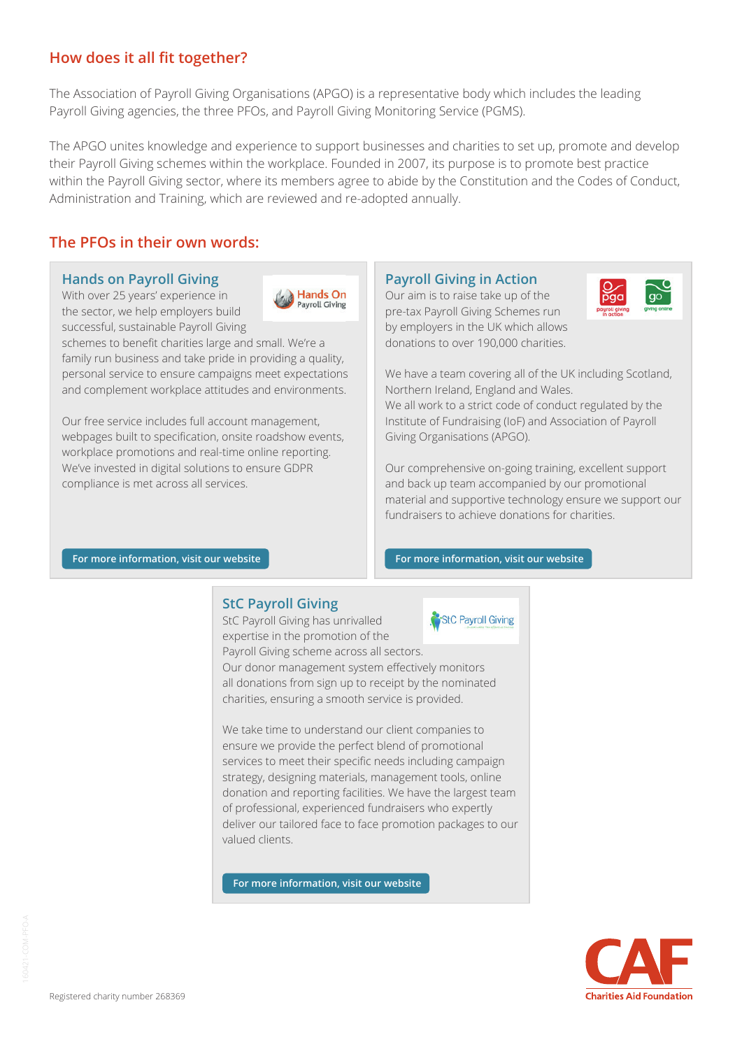## How does it all fit together?

The Association of Payroll Giving Organisations (APGO) is a representative body which includes the leading Payroll Giving agencies, the three PFOs, and Payroll Giving Monitoring Service (PGMS).

The APGO unites knowledge and experience to support businesses and charities to set up, promote and develop their Payroll Giving schemes within the workplace. Founded in 2007, its purpose is to promote best practice within the Payroll Giving sector, where its members agree to abide by the Constitution and the Codes of Conduct, Administration and Training, which are reviewed and re-adopted annually.

## The PFOs in their own words:

### Hands on Payroll Giving

With over 25 years' experience in the sector, we help employers build successful, sustainable Payroll Giving schemes to benefit charities large and small. We're a family run business and take pride in providing a quality, personal service to ensure campaigns meet expectations and complement workplace attitudes and environments.

Our free service includes full account management, webpages built to specification, onsite roadshow events, workplace promotions and real-time online reporting. We've invested in digital solutions to ensure GDPR compliance is met across all services.

For more information, visit our website

### Payroll Giving in Action

Our aim is to raise take up of the pre-tax Payroll Giving Schemes run by employers in the UK which allows donations to over 190,000 charities.

We have a team covering all of the UK including Scotland, Northern Ireland, England and Wales.
We all work to a strict code of conduct regulated by the Institute of Fundraising (IoF) and Association of Payroll Giving Organisations (APGO).

Our comprehensive on-going training, excellent support and back up team accompanied by our promotional material and supportive technology ensure we support our fundraisers to achieve donations for charities.

For more information, visit our website

### StC Payroll Giving

StC Payroll Giving has unrivalled expertise in the promotion of the Payroll Giving scheme across all sectors. Our donor management system effectively monitors all donations from sign up to receipt by the nominated charities, ensuring a smooth service is provided.

We take time to understand our client companies to ensure we provide the perfect blend of promotional services to meet their specific needs including campaign strategy, designing materials, management tools, online donation and reporting facilities. We have the largest team of professional, experienced fundraisers who expertly deliver our tailored face to face promotion packages to our valued clients.

For more information, visit our website

Registered charity number 268369

CAF
Charities Aid Foundation